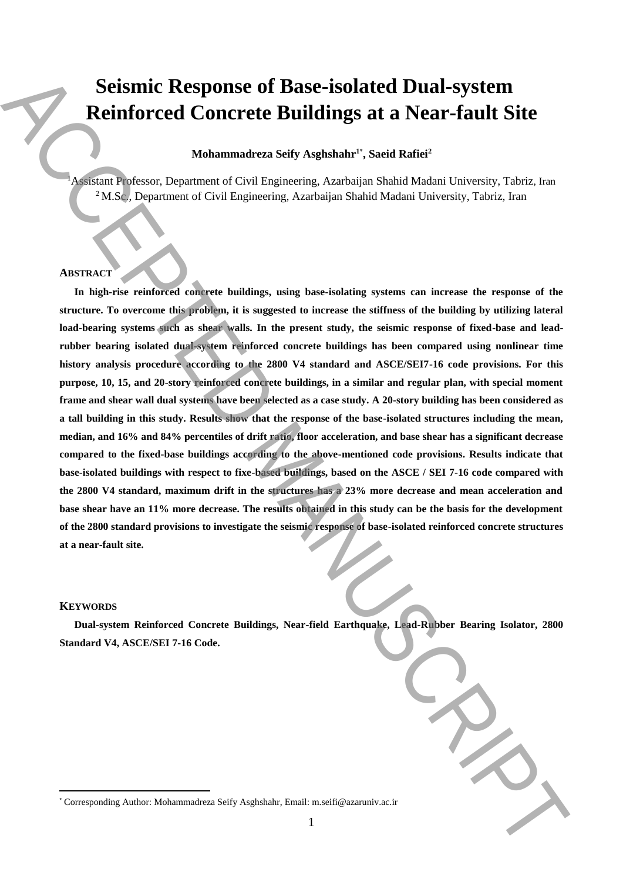# Seismic Response of Base-isolated Dual-system Reinforced Concrete Buildings at a Near-fault Site

**Mohammadreza Seify Asghshahr[1*], Saeid Rafiei[2]**

[1]Assistant Professor, Department of Civil Engineering, Azarbaijan Shahid Madani University, Tabriz, Iran
[2]M.Sc., Department of Civil Engineering, Azarbaijan Shahid Madani University, Tabriz, Iran

## ABSTRACT

**In high-rise reinforced concrete buildings, using base-isolating systems can increase the response of the structure. To overcome this problem, it is suggested to increase the stiffness of the building by utilizing lateral load-bearing systems such as shear walls. In the present study, the seismic response of fixed-base and lead-rubber bearing isolated dual-system reinforced concrete buildings has been compared using nonlinear time history analysis procedure according to the 2800 V4 standard and ASCE/SEI7-16 code provisions. For this purpose, 10, 15, and 20-story reinforced concrete buildings, in a similar and regular plan, with special moment frame and shear wall dual systems have been selected as a case study. A 20-story building has been considered as a tall building in this study. Results show that the response of the base-isolated structures including the mean, median, and 16% and 84% percentiles of drift ratio, floor acceleration, and base shear has a significant decrease compared to the fixed-base buildings according to the above-mentioned code provisions. Results indicate that base-isolated buildings with respect to fixe-based buildings, based on the ASCE / SEI 7-16 code compared with the 2800 V4 standard, maximum drift in the structures has a 23% more decrease and mean acceleration and base shear have an 11% more decrease. The results obtained in this study can be the basis for the development of the 2800 standard provisions to investigate the seismic response of base-isolated reinforced concrete structures at a near-fault site.**

## KEYWORDS

**Dual-system Reinforced Concrete Buildings, Near-field Earthquake, Lead-Rubber Bearing Isolator, 2800 Standard V4, ASCE/SEI 7-16 Code.**

[*] Corresponding Author: Mohammadreza Seify Asghshahr, Email: m.seifi@azaruniv.ac.ir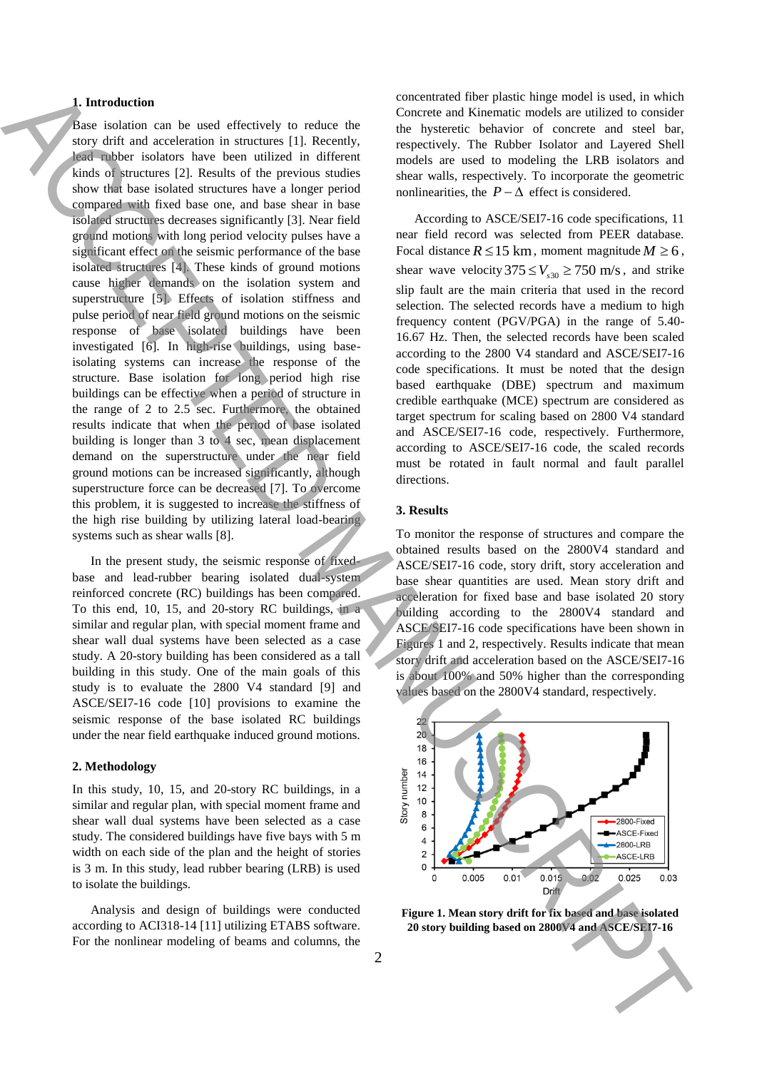## 1. Introduction

Base isolation can be used effectively to reduce the story drift and acceleration in structures [1]. Recently, lead rubber isolators have been utilized in different kinds of structures [2]. Results of the previous studies show that base isolated structures have a longer period compared with fixed base one, and base shear in base isolated structures decreases significantly [3]. Near field ground motions with long period velocity pulses have a significant effect on the seismic performance of the base isolated structures [4]. These kinds of ground motions cause higher demands on the isolation system and superstructure [5]. Effects of isolation stiffness and pulse period of near field ground motions on the seismic response of base isolated buildings have been investigated [6]. In high-rise buildings, using base-isolating systems can increase the response of the structure. Base isolation for long period high rise buildings can be effective when a period of structure in the range of 2 to 2.5 sec. Furthermore, the obtained results indicate that when the period of base isolated building is longer than 3 to 4 sec, mean displacement demand on the superstructure under the near field ground motions can be increased significantly, although superstructure force can be decreased [7]. To overcome this problem, it is suggested to increase the stiffness of the high rise building by utilizing lateral load-bearing systems such as shear walls [8].

In the present study, the seismic response of fixed-base and lead-rubber bearing isolated dual-system reinforced concrete (RC) buildings has been compared. To this end, 10, 15, and 20-story RC buildings, in a similar and regular plan, with special moment frame and shear wall dual systems have been selected as a case study. A 20-story building has been considered as a tall building in this study. One of the main goals of this study is to evaluate the 2800 V4 standard [9] and ASCE/SEI7-16 code [10] provisions to examine the seismic response of the base isolated RC buildings under the near field earthquake induced ground motions.

## 2. Methodology

In this study, 10, 15, and 20-story RC buildings, in a similar and regular plan, with special moment frame and shear wall dual systems have been selected as a case study. The considered buildings have five bays with 5 m width on each side of the plan and the height of stories is 3 m. In this study, lead rubber bearing (LRB) is used to isolate the buildings.

Analysis and design of buildings were conducted according to ACI318-14 [11] utilizing ETABS software. For the nonlinear modeling of beams and columns, the concentrated fiber plastic hinge model is used, in which Concrete and Kinematic models are utilized to consider the hysteretic behavior of concrete and steel bar, respectively. The Rubber Isolator and Layered Shell models are used to modeling the LRB isolators and shear walls, respectively. To incorporate the geometric nonlinearities, the $P-\Delta$ effect is considered.

According to ASCE/SEI7-16 code specifications, 11 near field record was selected from PEER database. Focal distance $R \leq 15$ km, moment magnitude $M \geq 6$, shear wave velocity $375 \leq V_{s30} \geq 750$ m/s, and strike slip fault are the main criteria that used in the record selection. The selected records have a medium to high frequency content (PGV/PGA) in the range of 5.40-16.67 Hz. Then, the selected records have been scaled according to the 2800 V4 standard and ASCE/SEI7-16 code specifications. It must be noted that the design based earthquake (DBE) spectrum and maximum credible earthquake (MCE) spectrum are considered as target spectrum for scaling based on 2800 V4 standard and ASCE/SEI7-16 code, respectively. Furthermore, according to ASCE/SEI7-16 code, the scaled records must be rotated in fault normal and fault parallel directions.

## 3. Results

To monitor the response of structures and compare the obtained results based on the 2800V4 standard and ASCE/SEI7-16 code, story drift, story acceleration and base shear quantities are used. Mean story drift and acceleration for fixed base and base isolated 20 story building according to the 2800V4 standard and ASCE/SEI7-16 code specifications have been shown in Figures 1 and 2, respectively. Results indicate that mean story drift and acceleration based on the ASCE/SEI7-16 is about 100% and 50% higher than the corresponding values based on the 2800V4 standard, respectively.

**Figure 1. Mean story drift for fix based and base isolated 20 story building based on 2800V4 and ASCE/SEI7-16**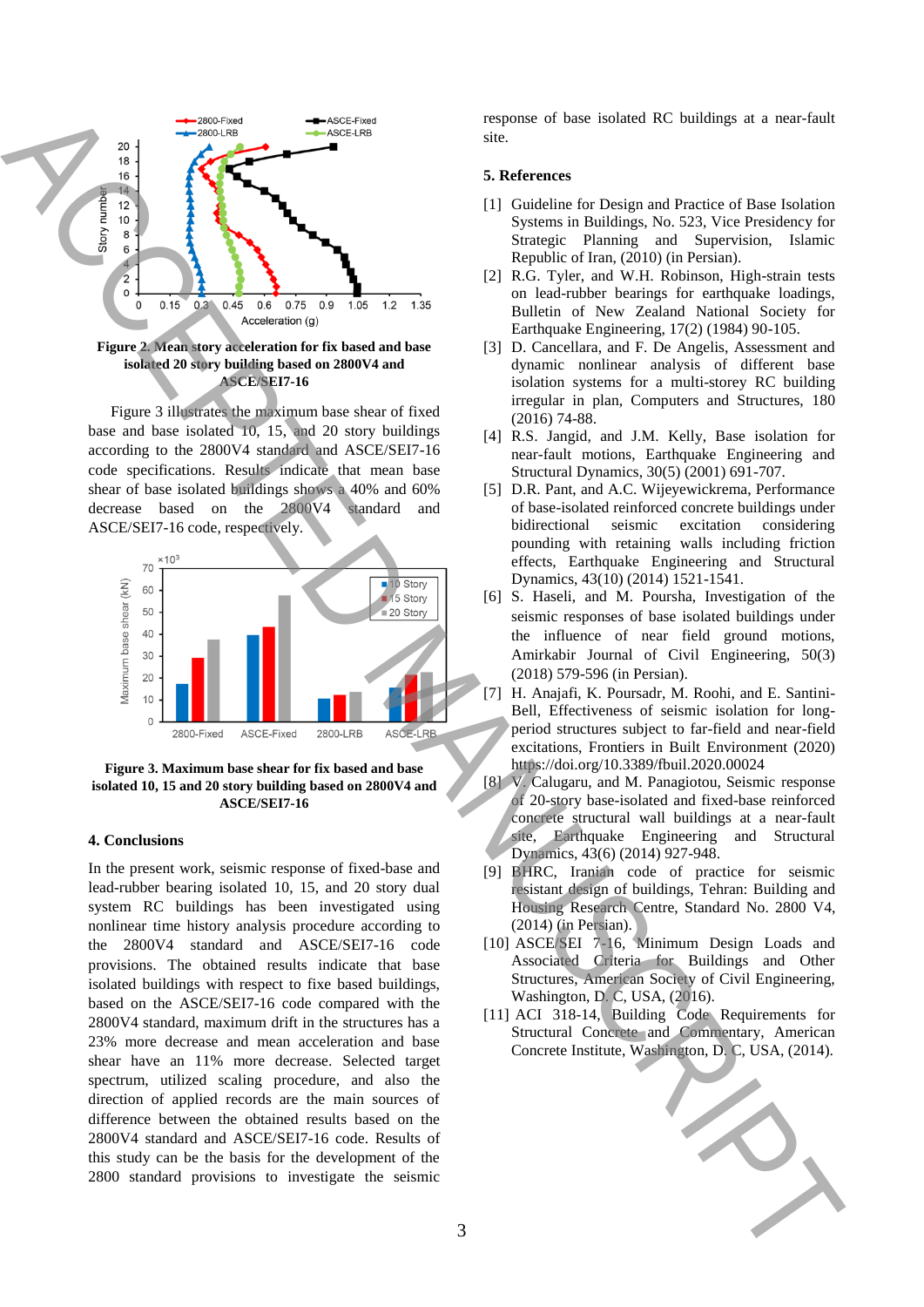2800-Fixed
2800-LRB
ASCE-Fixed
ASCE-LRB

Story number

20
18
16
14
12
10
8
6
4
2
0

0 0.15 0.3 0.45 0.6 0.75 0.9 1.05 1.2 1.35

Acceleration (g)

**Figure 2. Mean story acceleration for fix based and base isolated 20 story building based on 2800V4 and ASCE/SEI7-16**

Figure 3 illustrates the maximum base shear of fixed base and base isolated 10, 15, and 20 story buildings according to the 2800V4 standard and ASCE/SEI7-16 code specifications. Results indicate that mean base shear of base isolated buildings shows a 40% and 60% decrease based on the 2800V4 standard and ASCE/SEI7-16 code, respectively.

×10³

70
60
50
40
30
20
10
0

Maximum base shear (kN)

10 Story
15 Story
20 Story

2800-Fixed ASCE-Fixed 2800-LRB ASCE-LRB

**Figure 3. Maximum base shear for fix based and base isolated 10, 15 and 20 story building based on 2800V4 and ASCE/SEI7-16**

## 4. Conclusions

In the present work, seismic response of fixed-base and lead-rubber bearing isolated 10, 15, and 20 story dual system RC buildings has been investigated using nonlinear time history analysis procedure according to the 2800V4 standard and ASCE/SEI7-16 code provisions. The obtained results indicate that base isolated buildings with respect to fixe based buildings, based on the ASCE/SEI7-16 code compared with the 2800V4 standard, maximum drift in the structures has a 23% more decrease and mean acceleration and base shear have an 11% more decrease. Selected target spectrum, utilized scaling procedure, and also the direction of applied records are the main sources of difference between the obtained results based on the 2800V4 standard and ASCE/SEI7-16 code. Results of this study can be the basis for the development of the 2800 standard provisions to investigate the seismic response of base isolated RC buildings at a near-fault site.

## 5. References

[1] Guideline for Design and Practice of Base Isolation Systems in Buildings, No. 523, Vice Presidency for Strategic Planning and Supervision, Islamic Republic of Iran, (2010) (in Persian).

[2] R.G. Tyler, and W.H. Robinson, High-strain tests on lead-rubber bearings for earthquake loadings, Bulletin of New Zealand National Society for Earthquake Engineering, 17(2) (1984) 90-105.

[3] D. Cancellara, and F. De Angelis, Assessment and dynamic nonlinear analysis of different base isolation systems for a multi-storey RC building irregular in plan, Computers and Structures, 180 (2016) 74-88.

[4] R.S. Jangid, and J.M. Kelly, Base isolation for near-fault motions, Earthquake Engineering and Structural Dynamics, 30(5) (2001) 691-707.

[5] D.R. Pant, and A.C. Wijeyewickrema, Performance of base-isolated reinforced concrete buildings under bidirectional seismic excitation considering pounding with retaining walls including friction effects, Earthquake Engineering and Structural Dynamics, 43(10) (2014) 1521-1541.

[6] S. Haseli, and M. Poursha, Investigation of the seismic responses of base isolated buildings under the influence of near field ground motions, Amirkabir Journal of Civil Engineering, 50(3) (2018) 579-596 (in Persian).

[7] H. Anajafi, K. Poursadr, M. Roohi, and E. Santini-Bell, Effectiveness of seismic isolation for long-period structures subject to far-field and near-field excitations, Frontiers in Built Environment (2020) https://doi.org/10.3389/fbuil.2020.00024

[8] V. Calugaru, and M. Panagiotou, Seismic response of 20-story base-isolated and fixed-base reinforced concrete structural wall buildings at a near-fault site, Earthquake Engineering and Structural Dynamics, 43(6) (2014) 927-948.

[9] BHRC, Iranian code of practice for seismic resistant design of buildings, Tehran: Building and Housing Research Centre, Standard No. 2800 V4, (2014) (in Persian).

[10] ASCE/SEI 7-16, Minimum Design Loads and Associated Criteria for Buildings and Other Structures, American Society of Civil Engineering, Washington, D. C, USA, (2016).

[11] ACI 318-14, Building Code Requirements for Structural Concrete and Commentary, American Concrete Institute, Washington, D. C, USA, (2014).